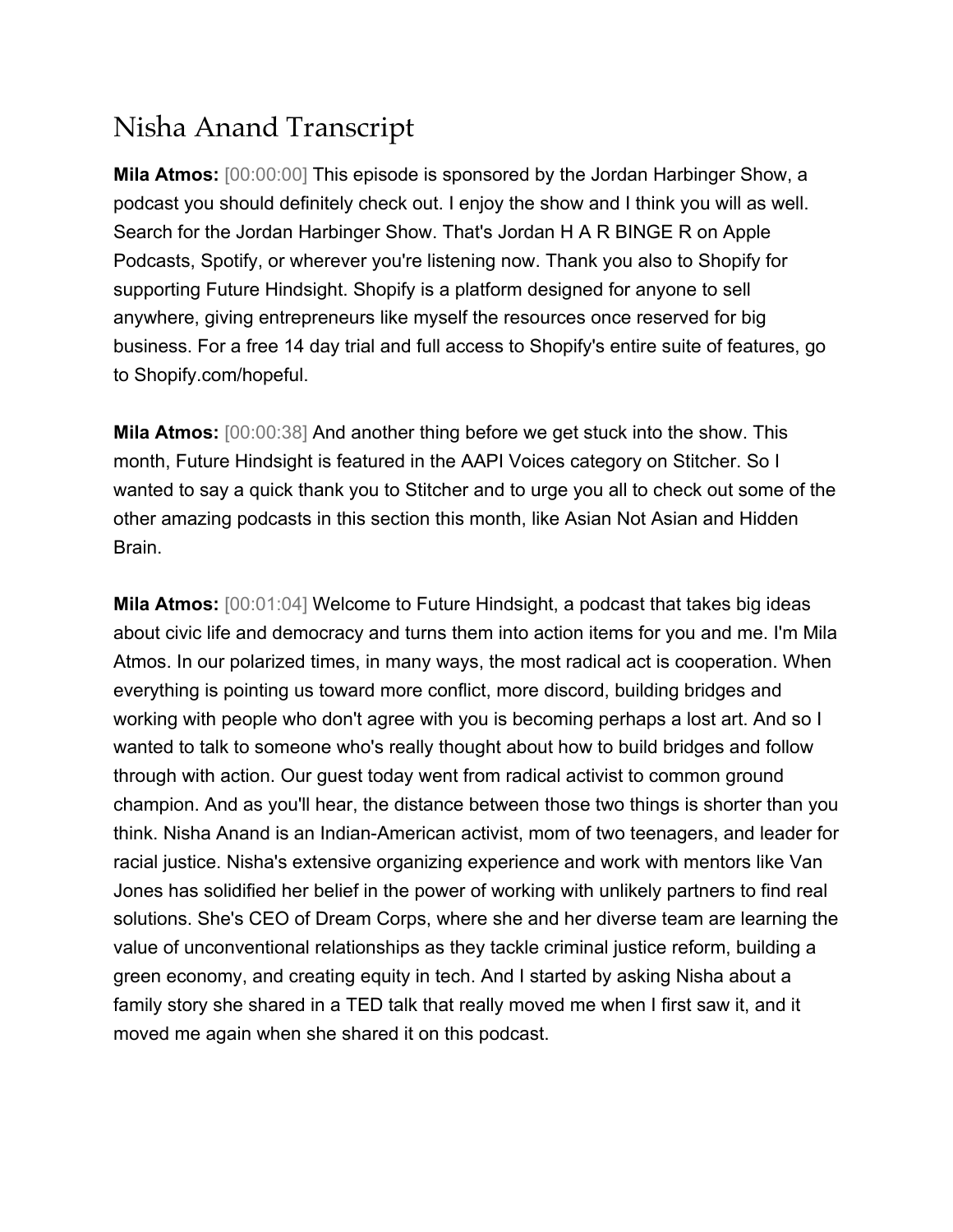# Nisha Anand Transcript

**Mila Atmos:** [00:00:00] This episode is sponsored by the Jordan Harbinger Show, a podcast you should definitely check out. I enjoy the show and I think you will as well. Search for the Jordan Harbinger Show. That's Jordan H A R BINGE R on Apple Podcasts, Spotify, or wherever you're listening now. Thank you also to Shopify for supporting Future Hindsight. Shopify is a platform designed for anyone to sell anywhere, giving entrepreneurs like myself the resources once reserved for big business. For a free 14 day trial and full access to Shopify's entire suite of features, go to Shopify.com/hopeful.

**Mila Atmos:** [00:00:38] And another thing before we get stuck into the show. This month, Future Hindsight is featured in the AAPI Voices category on Stitcher. So I wanted to say a quick thank you to Stitcher and to urge you all to check out some of the other amazing podcasts in this section this month, like Asian Not Asian and Hidden Brain.

**Mila Atmos:** [00:01:04] Welcome to Future Hindsight, a podcast that takes big ideas about civic life and democracy and turns them into action items for you and me. I'm Mila Atmos. In our polarized times, in many ways, the most radical act is cooperation. When everything is pointing us toward more conflict, more discord, building bridges and working with people who don't agree with you is becoming perhaps a lost art. And so I wanted to talk to someone who's really thought about how to build bridges and follow through with action. Our guest today went from radical activist to common ground champion. And as you'll hear, the distance between those two things is shorter than you think. Nisha Anand is an Indian-American activist, mom of two teenagers, and leader for racial justice. Nisha's extensive organizing experience and work with mentors like Van Jones has solidified her belief in the power of working with unlikely partners to find real solutions. She's CEO of Dream Corps, where she and her diverse team are learning the value of unconventional relationships as they tackle criminal justice reform, building a green economy, and creating equity in tech. And I started by asking Nisha about a family story she shared in a TED talk that really moved me when I first saw it, and it moved me again when she shared it on this podcast.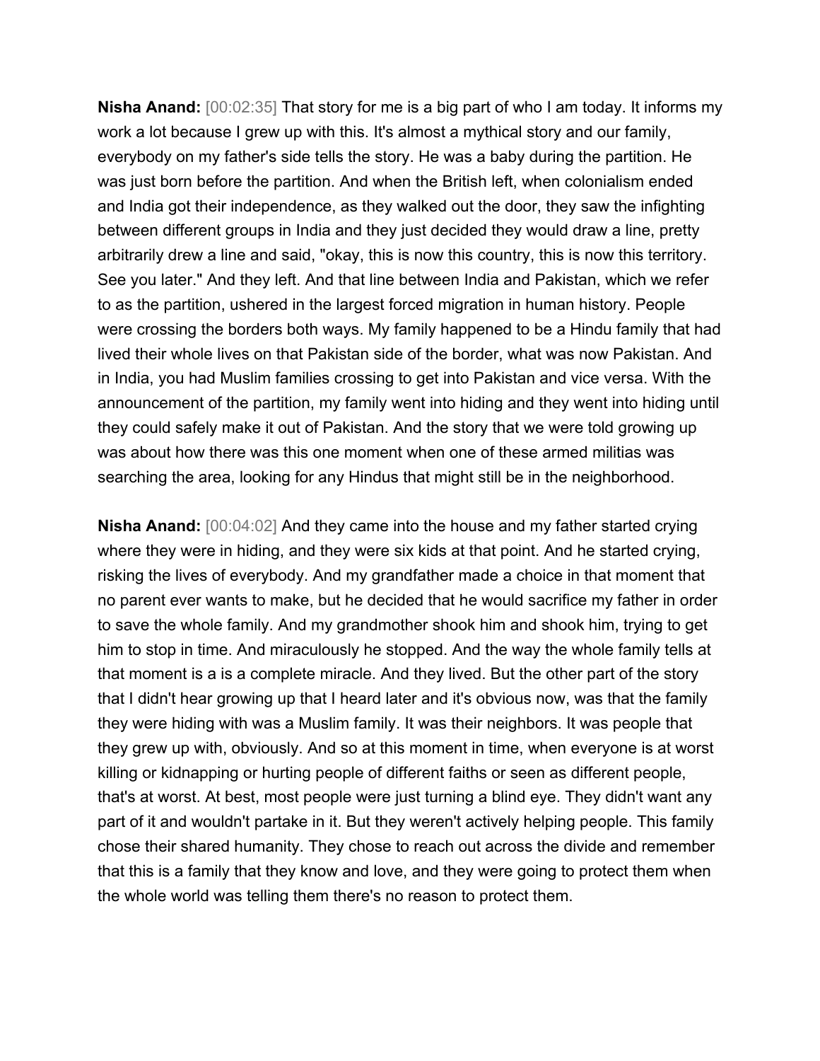**Nisha Anand:** [00:02:35] That story for me is a big part of who I am today. It informs my work a lot because I grew up with this. It's almost a mythical story and our family, everybody on my father's side tells the story. He was a baby during the partition. He was just born before the partition. And when the British left, when colonialism ended and India got their independence, as they walked out the door, they saw the infighting between different groups in India and they just decided they would draw a line, pretty arbitrarily drew a line and said, "okay, this is now this country, this is now this territory. See you later." And they left. And that line between India and Pakistan, which we refer to as the partition, ushered in the largest forced migration in human history. People were crossing the borders both ways. My family happened to be a Hindu family that had lived their whole lives on that Pakistan side of the border, what was now Pakistan. And in India, you had Muslim families crossing to get into Pakistan and vice versa. With the announcement of the partition, my family went into hiding and they went into hiding until they could safely make it out of Pakistan. And the story that we were told growing up was about how there was this one moment when one of these armed militias was searching the area, looking for any Hindus that might still be in the neighborhood.

**Nisha Anand:** [00:04:02] And they came into the house and my father started crying where they were in hiding, and they were six kids at that point. And he started crying, risking the lives of everybody. And my grandfather made a choice in that moment that no parent ever wants to make, but he decided that he would sacrifice my father in order to save the whole family. And my grandmother shook him and shook him, trying to get him to stop in time. And miraculously he stopped. And the way the whole family tells at that moment is a is a complete miracle. And they lived. But the other part of the story that I didn't hear growing up that I heard later and it's obvious now, was that the family they were hiding with was a Muslim family. It was their neighbors. It was people that they grew up with, obviously. And so at this moment in time, when everyone is at worst killing or kidnapping or hurting people of different faiths or seen as different people, that's at worst. At best, most people were just turning a blind eye. They didn't want any part of it and wouldn't partake in it. But they weren't actively helping people. This family chose their shared humanity. They chose to reach out across the divide and remember that this is a family that they know and love, and they were going to protect them when the whole world was telling them there's no reason to protect them.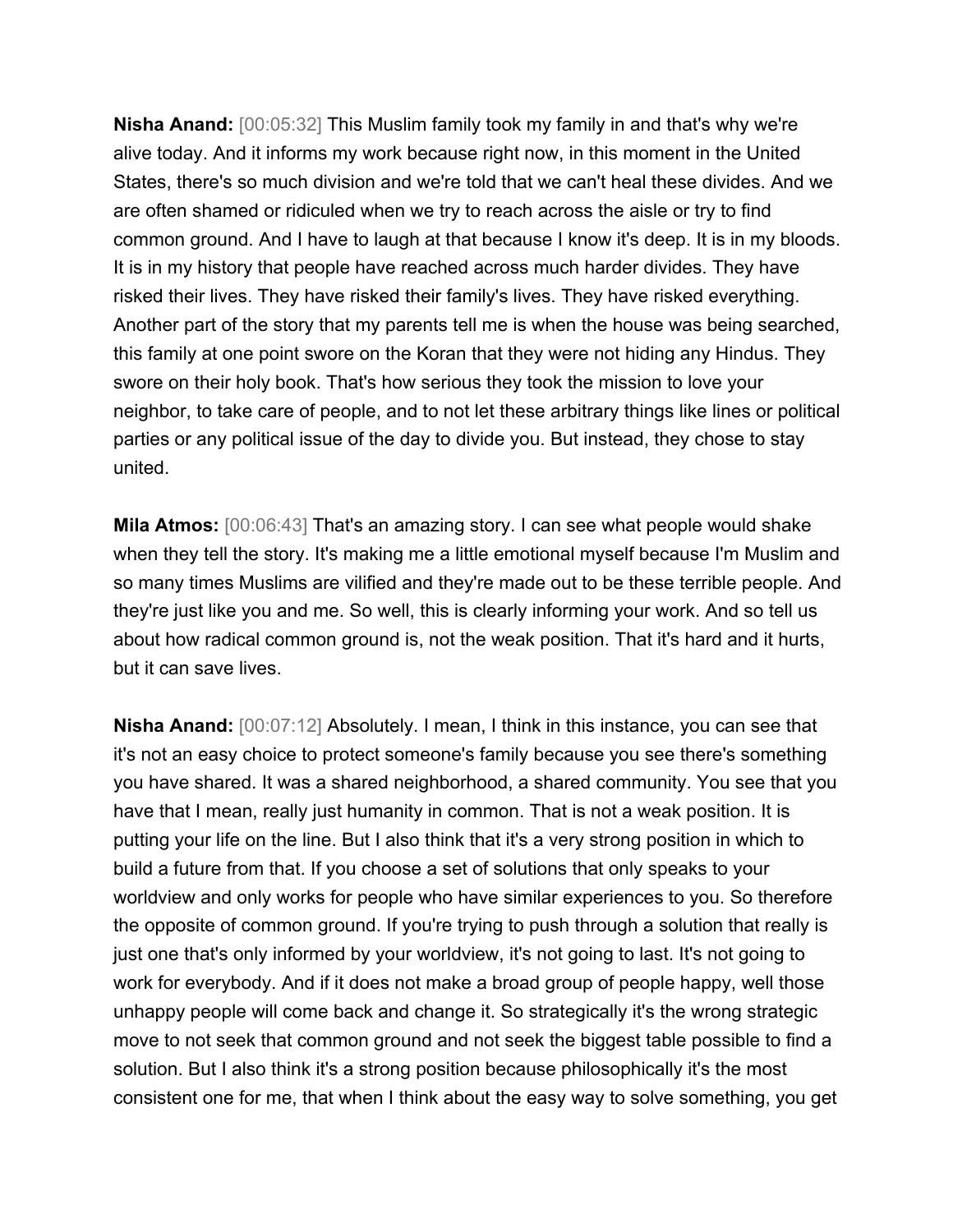**Nisha Anand:** [00:05:32] This Muslim family took my family in and that's why we're alive today. And it informs my work because right now, in this moment in the United States, there's so much division and we're told that we can't heal these divides. And we are often shamed or ridiculed when we try to reach across the aisle or try to find common ground. And I have to laugh at that because I know it's deep. It is in my bloods. It is in my history that people have reached across much harder divides. They have risked their lives. They have risked their family's lives. They have risked everything. Another part of the story that my parents tell me is when the house was being searched, this family at one point swore on the Koran that they were not hiding any Hindus. They swore on their holy book. That's how serious they took the mission to love your neighbor, to take care of people, and to not let these arbitrary things like lines or political parties or any political issue of the day to divide you. But instead, they chose to stay united.

**Mila Atmos:** [00:06:43] That's an amazing story. I can see what people would shake when they tell the story. It's making me a little emotional myself because I'm Muslim and so many times Muslims are vilified and they're made out to be these terrible people. And they're just like you and me. So well, this is clearly informing your work. And so tell us about how radical common ground is, not the weak position. That it's hard and it hurts, but it can save lives.

**Nisha Anand:** [00:07:12] Absolutely. I mean, I think in this instance, you can see that it's not an easy choice to protect someone's family because you see there's something you have shared. It was a shared neighborhood, a shared community. You see that you have that I mean, really just humanity in common. That is not a weak position. It is putting your life on the line. But I also think that it's a very strong position in which to build a future from that. If you choose a set of solutions that only speaks to your worldview and only works for people who have similar experiences to you. So therefore the opposite of common ground. If you're trying to push through a solution that really is just one that's only informed by your worldview, it's not going to last. It's not going to work for everybody. And if it does not make a broad group of people happy, well those unhappy people will come back and change it. So strategically it's the wrong strategic move to not seek that common ground and not seek the biggest table possible to find a solution. But I also think it's a strong position because philosophically it's the most consistent one for me, that when I think about the easy way to solve something, you get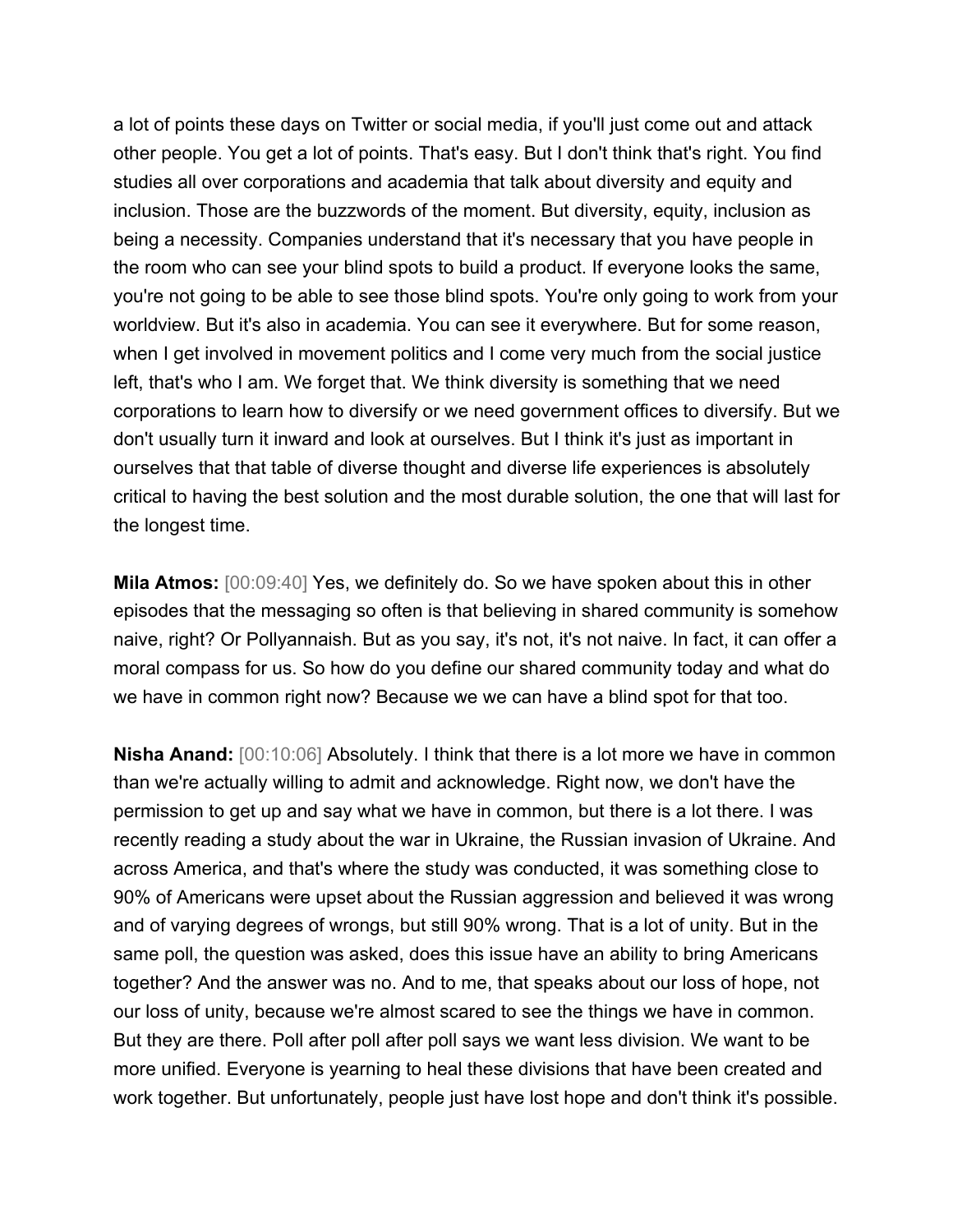a lot of points these days on Twitter or social media, if you'll just come out and attack other people. You get a lot of points. That's easy. But I don't think that's right. You find studies all over corporations and academia that talk about diversity and equity and inclusion. Those are the buzzwords of the moment. But diversity, equity, inclusion as being a necessity. Companies understand that it's necessary that you have people in the room who can see your blind spots to build a product. If everyone looks the same, you're not going to be able to see those blind spots. You're only going to work from your worldview. But it's also in academia. You can see it everywhere. But for some reason, when I get involved in movement politics and I come very much from the social justice left, that's who I am. We forget that. We think diversity is something that we need corporations to learn how to diversify or we need government offices to diversify. But we don't usually turn it inward and look at ourselves. But I think it's just as important in ourselves that that table of diverse thought and diverse life experiences is absolutely critical to having the best solution and the most durable solution, the one that will last for the longest time.

**Mila Atmos:** [00:09:40] Yes, we definitely do. So we have spoken about this in other episodes that the messaging so often is that believing in shared community is somehow naive, right? Or Pollyannaish. But as you say, it's not, it's not naive. In fact, it can offer a moral compass for us. So how do you define our shared community today and what do we have in common right now? Because we we can have a blind spot for that too.

**Nisha Anand:** [00:10:06] Absolutely. I think that there is a lot more we have in common than we're actually willing to admit and acknowledge. Right now, we don't have the permission to get up and say what we have in common, but there is a lot there. I was recently reading a study about the war in Ukraine, the Russian invasion of Ukraine. And across America, and that's where the study was conducted, it was something close to 90% of Americans were upset about the Russian aggression and believed it was wrong and of varying degrees of wrongs, but still 90% wrong. That is a lot of unity. But in the same poll, the question was asked, does this issue have an ability to bring Americans together? And the answer was no. And to me, that speaks about our loss of hope, not our loss of unity, because we're almost scared to see the things we have in common. But they are there. Poll after poll after poll says we want less division. We want to be more unified. Everyone is yearning to heal these divisions that have been created and work together. But unfortunately, people just have lost hope and don't think it's possible.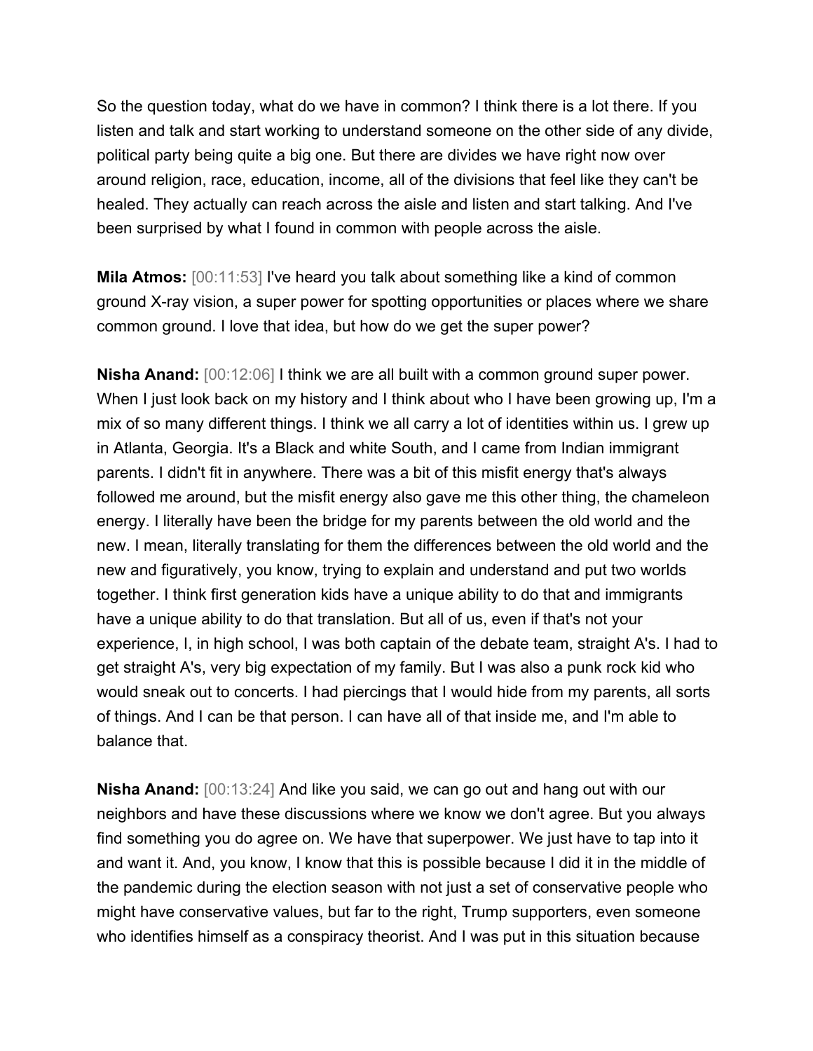So the question today, what do we have in common? I think there is a lot there. If you listen and talk and start working to understand someone on the other side of any divide, political party being quite a big one. But there are divides we have right now over around religion, race, education, income, all of the divisions that feel like they can't be healed. They actually can reach across the aisle and listen and start talking. And I've been surprised by what I found in common with people across the aisle.

**Mila Atmos:** [00:11:53] I've heard you talk about something like a kind of common ground X-ray vision, a super power for spotting opportunities or places where we share common ground. I love that idea, but how do we get the super power?

**Nisha Anand:** [00:12:06] I think we are all built with a common ground super power. When I just look back on my history and I think about who I have been growing up, I'm a mix of so many different things. I think we all carry a lot of identities within us. I grew up in Atlanta, Georgia. It's a Black and white South, and I came from Indian immigrant parents. I didn't fit in anywhere. There was a bit of this misfit energy that's always followed me around, but the misfit energy also gave me this other thing, the chameleon energy. I literally have been the bridge for my parents between the old world and the new. I mean, literally translating for them the differences between the old world and the new and figuratively, you know, trying to explain and understand and put two worlds together. I think first generation kids have a unique ability to do that and immigrants have a unique ability to do that translation. But all of us, even if that's not your experience, I, in high school, I was both captain of the debate team, straight A's. I had to get straight A's, very big expectation of my family. But I was also a punk rock kid who would sneak out to concerts. I had piercings that I would hide from my parents, all sorts of things. And I can be that person. I can have all of that inside me, and I'm able to balance that.

**Nisha Anand:** [00:13:24] And like you said, we can go out and hang out with our neighbors and have these discussions where we know we don't agree. But you always find something you do agree on. We have that superpower. We just have to tap into it and want it. And, you know, I know that this is possible because I did it in the middle of the pandemic during the election season with not just a set of conservative people who might have conservative values, but far to the right, Trump supporters, even someone who identifies himself as a conspiracy theorist. And I was put in this situation because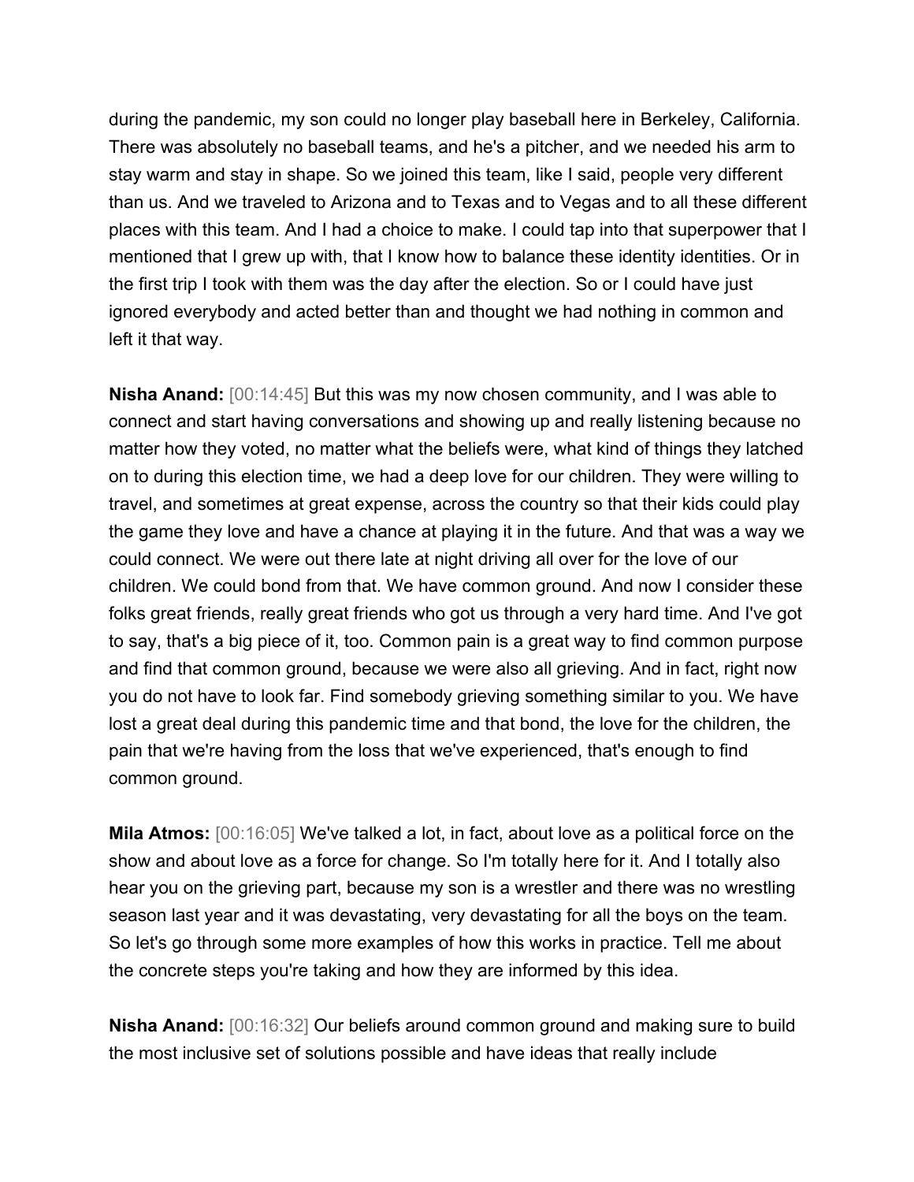during the pandemic, my son could no longer play baseball here in Berkeley, California. There was absolutely no baseball teams, and he's a pitcher, and we needed his arm to stay warm and stay in shape. So we joined this team, like I said, people very different than us. And we traveled to Arizona and to Texas and to Vegas and to all these different places with this team. And I had a choice to make. I could tap into that superpower that I mentioned that I grew up with, that I know how to balance these identity identities. Or in the first trip I took with them was the day after the election. So or I could have just ignored everybody and acted better than and thought we had nothing in common and left it that way.

**Nisha Anand:** [00:14:45] But this was my now chosen community, and I was able to connect and start having conversations and showing up and really listening because no matter how they voted, no matter what the beliefs were, what kind of things they latched on to during this election time, we had a deep love for our children. They were willing to travel, and sometimes at great expense, across the country so that their kids could play the game they love and have a chance at playing it in the future. And that was a way we could connect. We were out there late at night driving all over for the love of our children. We could bond from that. We have common ground. And now I consider these folks great friends, really great friends who got us through a very hard time. And I've got to say, that's a big piece of it, too. Common pain is a great way to find common purpose and find that common ground, because we were also all grieving. And in fact, right now you do not have to look far. Find somebody grieving something similar to you. We have lost a great deal during this pandemic time and that bond, the love for the children, the pain that we're having from the loss that we've experienced, that's enough to find common ground.

**Mila Atmos:** [00:16:05] We've talked a lot, in fact, about love as a political force on the show and about love as a force for change. So I'm totally here for it. And I totally also hear you on the grieving part, because my son is a wrestler and there was no wrestling season last year and it was devastating, very devastating for all the boys on the team. So let's go through some more examples of how this works in practice. Tell me about the concrete steps you're taking and how they are informed by this idea.

**Nisha Anand:** [00:16:32] Our beliefs around common ground and making sure to build the most inclusive set of solutions possible and have ideas that really include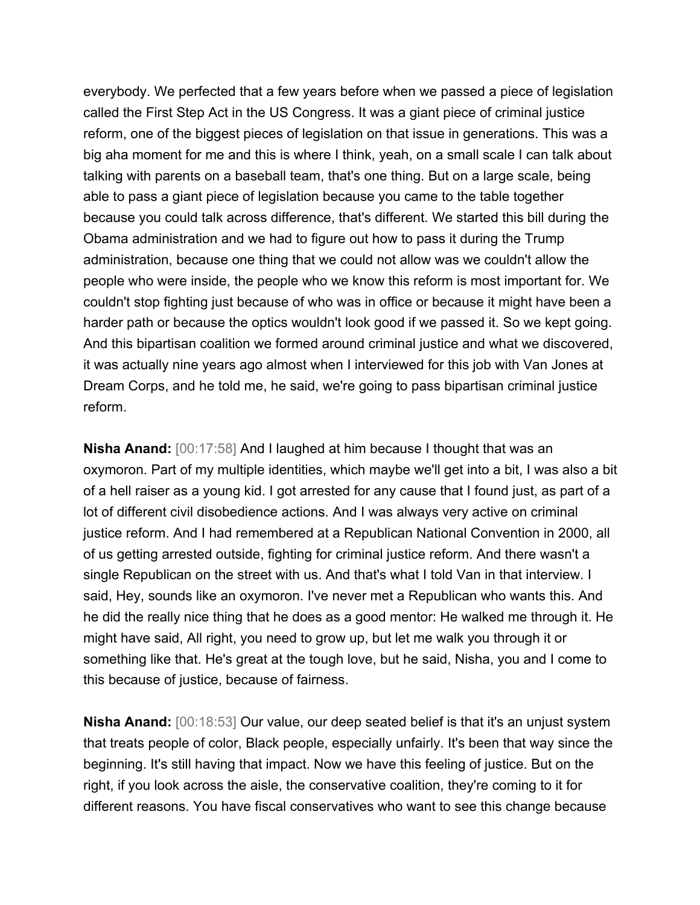everybody. We perfected that a few years before when we passed a piece of legislation called the First Step Act in the US Congress. It was a giant piece of criminal justice reform, one of the biggest pieces of legislation on that issue in generations. This was a big aha moment for me and this is where I think, yeah, on a small scale I can talk about talking with parents on a baseball team, that's one thing. But on a large scale, being able to pass a giant piece of legislation because you came to the table together because you could talk across difference, that's different. We started this bill during the Obama administration and we had to figure out how to pass it during the Trump administration, because one thing that we could not allow was we couldn't allow the people who were inside, the people who we know this reform is most important for. We couldn't stop fighting just because of who was in office or because it might have been a harder path or because the optics wouldn't look good if we passed it. So we kept going. And this bipartisan coalition we formed around criminal justice and what we discovered, it was actually nine years ago almost when I interviewed for this job with Van Jones at Dream Corps, and he told me, he said, we're going to pass bipartisan criminal justice reform.

**Nisha Anand:** [00:17:58] And I laughed at him because I thought that was an oxymoron. Part of my multiple identities, which maybe we'll get into a bit, I was also a bit of a hell raiser as a young kid. I got arrested for any cause that I found just, as part of a lot of different civil disobedience actions. And I was always very active on criminal justice reform. And I had remembered at a Republican National Convention in 2000, all of us getting arrested outside, fighting for criminal justice reform. And there wasn't a single Republican on the street with us. And that's what I told Van in that interview. I said, Hey, sounds like an oxymoron. I've never met a Republican who wants this. And he did the really nice thing that he does as a good mentor: He walked me through it. He might have said, All right, you need to grow up, but let me walk you through it or something like that. He's great at the tough love, but he said, Nisha, you and I come to this because of justice, because of fairness.

**Nisha Anand:** [00:18:53] Our value, our deep seated belief is that it's an unjust system that treats people of color, Black people, especially unfairly. It's been that way since the beginning. It's still having that impact. Now we have this feeling of justice. But on the right, if you look across the aisle, the conservative coalition, they're coming to it for different reasons. You have fiscal conservatives who want to see this change because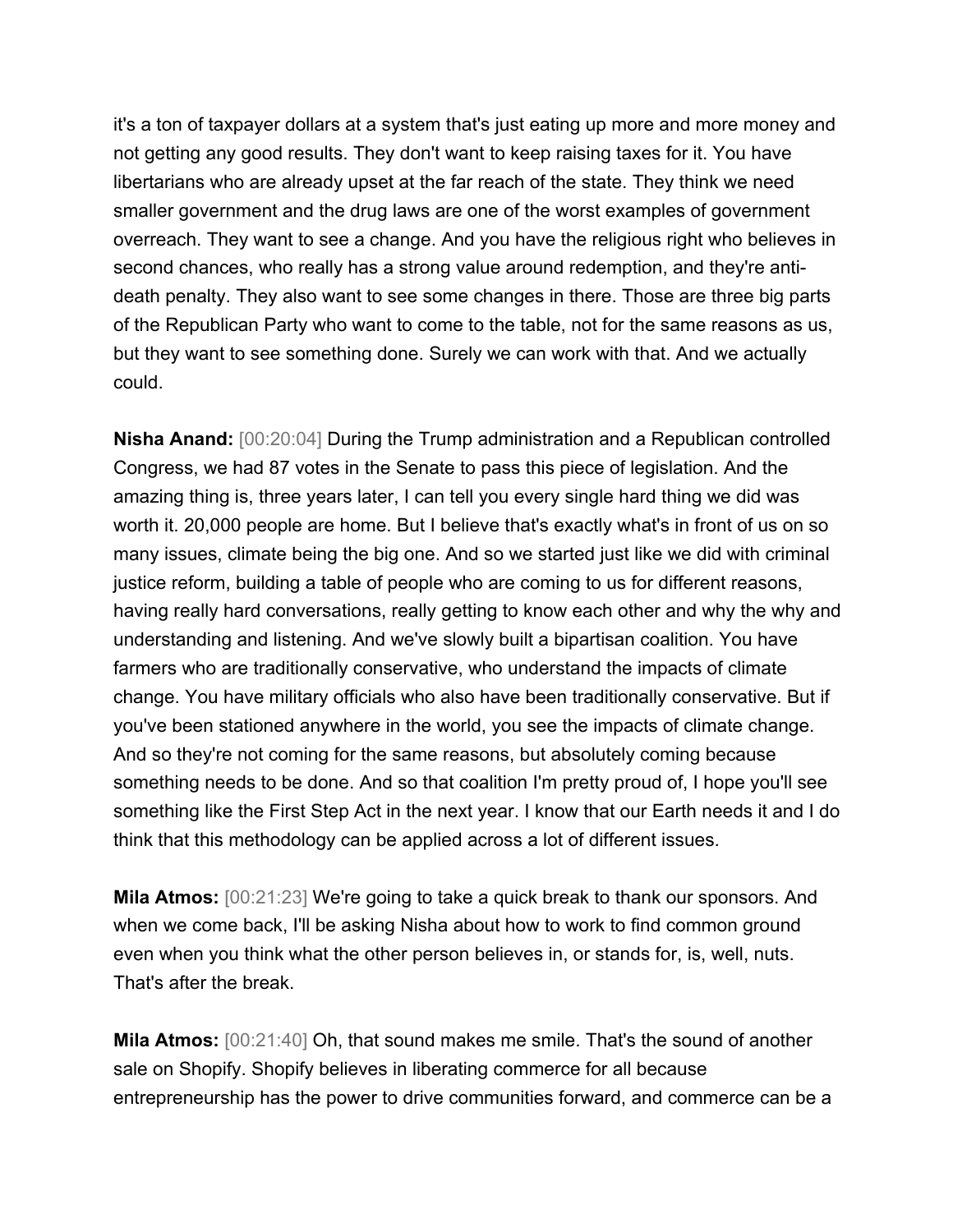it's a ton of taxpayer dollars at a system that's just eating up more and more money and not getting any good results. They don't want to keep raising taxes for it. You have libertarians who are already upset at the far reach of the state. They think we need smaller government and the drug laws are one of the worst examples of government overreach. They want to see a change. And you have the religious right who believes in second chances, who really has a strong value around redemption, and they're anti-death penalty. They also want to see some changes in there. Those are three big parts of the Republican Party who want to come to the table, not for the same reasons as us, but they want to see something done. Surely we can work with that. And we actually could.

**Nisha Anand:** [00:20:04] During the Trump administration and a Republican controlled Congress, we had 87 votes in the Senate to pass this piece of legislation. And the amazing thing is, three years later, I can tell you every single hard thing we did was worth it. 20,000 people are home. But I believe that's exactly what's in front of us on so many issues, climate being the big one. And so we started just like we did with criminal justice reform, building a table of people who are coming to us for different reasons, having really hard conversations, really getting to know each other and why the why and understanding and listening. And we've slowly built a bipartisan coalition. You have farmers who are traditionally conservative, who understand the impacts of climate change. You have military officials who also have been traditionally conservative. But if you've been stationed anywhere in the world, you see the impacts of climate change. And so they're not coming for the same reasons, but absolutely coming because something needs to be done. And so that coalition I'm pretty proud of, I hope you'll see something like the First Step Act in the next year. I know that our Earth needs it and I do think that this methodology can be applied across a lot of different issues.

**Mila Atmos:** [00:21:23] We're going to take a quick break to thank our sponsors. And when we come back, I'll be asking Nisha about how to work to find common ground even when you think what the other person believes in, or stands for, is, well, nuts. That's after the break.

**Mila Atmos:** [00:21:40] Oh, that sound makes me smile. That's the sound of another sale on Shopify. Shopify believes in liberating commerce for all because entrepreneurship has the power to drive communities forward, and commerce can be a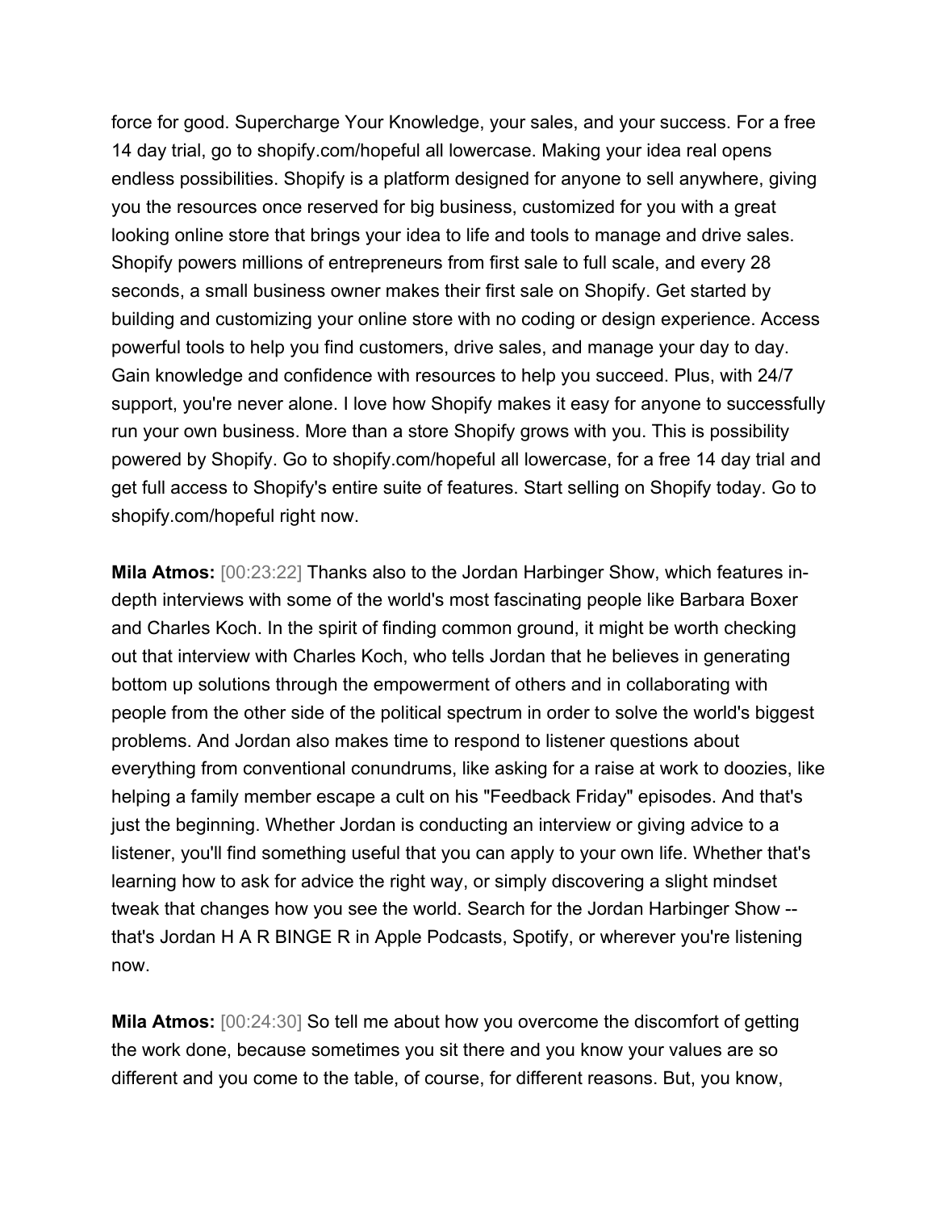force for good. Supercharge Your Knowledge, your sales, and your success. For a free 14 day trial, go to shopify.com/hopeful all lowercase. Making your idea real opens endless possibilities. Shopify is a platform designed for anyone to sell anywhere, giving you the resources once reserved for big business, customized for you with a great looking online store that brings your idea to life and tools to manage and drive sales. Shopify powers millions of entrepreneurs from first sale to full scale, and every 28 seconds, a small business owner makes their first sale on Shopify. Get started by building and customizing your online store with no coding or design experience. Access powerful tools to help you find customers, drive sales, and manage your day to day. Gain knowledge and confidence with resources to help you succeed. Plus, with 24/7 support, you're never alone. I love how Shopify makes it easy for anyone to successfully run your own business. More than a store Shopify grows with you. This is possibility powered by Shopify. Go to shopify.com/hopeful all lowercase, for a free 14 day trial and get full access to Shopify's entire suite of features. Start selling on Shopify today. Go to shopify.com/hopeful right now.

**Mila Atmos:** [00:23:22] Thanks also to the Jordan Harbinger Show, which features in-depth interviews with some of the world's most fascinating people like Barbara Boxer and Charles Koch. In the spirit of finding common ground, it might be worth checking out that interview with Charles Koch, who tells Jordan that he believes in generating bottom up solutions through the empowerment of others and in collaborating with people from the other side of the political spectrum in order to solve the world's biggest problems. And Jordan also makes time to respond to listener questions about everything from conventional conundrums, like asking for a raise at work to doozies, like helping a family member escape a cult on his "Feedback Friday" episodes. And that's just the beginning. Whether Jordan is conducting an interview or giving advice to a listener, you'll find something useful that you can apply to your own life. Whether that's learning how to ask for advice the right way, or simply discovering a slight mindset tweak that changes how you see the world. Search for the Jordan Harbinger Show -- that's Jordan H A R BINGE R in Apple Podcasts, Spotify, or wherever you're listening now.

**Mila Atmos:** [00:24:30] So tell me about how you overcome the discomfort of getting the work done, because sometimes you sit there and you know your values are so different and you come to the table, of course, for different reasons. But, you know,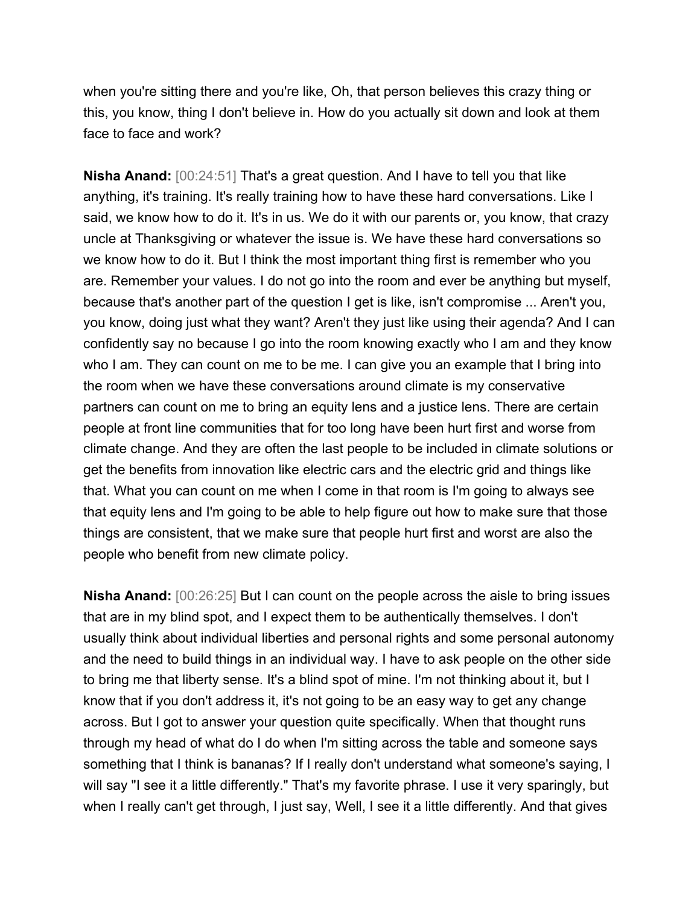when you're sitting there and you're like, Oh, that person believes this crazy thing or this, you know, thing I don't believe in. How do you actually sit down and look at them face to face and work?

**Nisha Anand:** [00:24:51] That's a great question. And I have to tell you that like anything, it's training. It's really training how to have these hard conversations. Like I said, we know how to do it. It's in us. We do it with our parents or, you know, that crazy uncle at Thanksgiving or whatever the issue is. We have these hard conversations so we know how to do it. But I think the most important thing first is remember who you are. Remember your values. I do not go into the room and ever be anything but myself, because that's another part of the question I get is like, isn't compromise ... Aren't you, you know, doing just what they want? Aren't they just like using their agenda? And I can confidently say no because I go into the room knowing exactly who I am and they know who I am. They can count on me to be me. I can give you an example that I bring into the room when we have these conversations around climate is my conservative partners can count on me to bring an equity lens and a justice lens. There are certain people at front line communities that for too long have been hurt first and worse from climate change. And they are often the last people to be included in climate solutions or get the benefits from innovation like electric cars and the electric grid and things like that. What you can count on me when I come in that room is I'm going to always see that equity lens and I'm going to be able to help figure out how to make sure that those things are consistent, that we make sure that people hurt first and worst are also the people who benefit from new climate policy.

**Nisha Anand:** [00:26:25] But I can count on the people across the aisle to bring issues that are in my blind spot, and I expect them to be authentically themselves. I don't usually think about individual liberties and personal rights and some personal autonomy and the need to build things in an individual way. I have to ask people on the other side to bring me that liberty sense. It's a blind spot of mine. I'm not thinking about it, but I know that if you don't address it, it's not going to be an easy way to get any change across. But I got to answer your question quite specifically. When that thought runs through my head of what do I do when I'm sitting across the table and someone says something that I think is bananas? If I really don't understand what someone's saying, I will say "I see it a little differently." That's my favorite phrase. I use it very sparingly, but when I really can't get through, I just say, Well, I see it a little differently. And that gives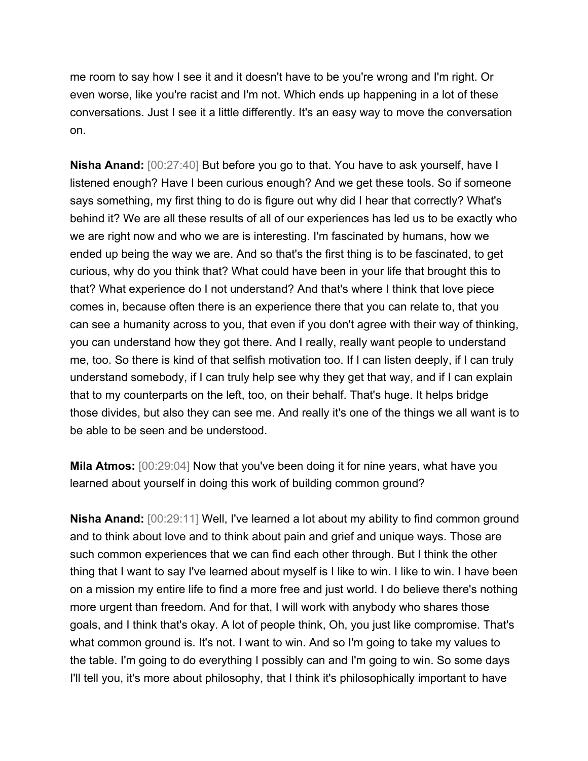me room to say how I see it and it doesn't have to be you're wrong and I'm right. Or even worse, like you're racist and I'm not. Which ends up happening in a lot of these conversations. Just I see it a little differently. It's an easy way to move the conversation on.

**Nisha Anand:** [00:27:40] But before you go to that. You have to ask yourself, have I listened enough? Have I been curious enough? And we get these tools. So if someone says something, my first thing to do is figure out why did I hear that correctly? What's behind it? We are all these results of all of our experiences has led us to be exactly who we are right now and who we are is interesting. I'm fascinated by humans, how we ended up being the way we are. And so that's the first thing is to be fascinated, to get curious, why do you think that? What could have been in your life that brought this to that? What experience do I not understand? And that's where I think that love piece comes in, because often there is an experience there that you can relate to, that you can see a humanity across to you, that even if you don't agree with their way of thinking, you can understand how they got there. And I really, really want people to understand me, too. So there is kind of that selfish motivation too. If I can listen deeply, if I can truly understand somebody, if I can truly help see why they get that way, and if I can explain that to my counterparts on the left, too, on their behalf. That's huge. It helps bridge those divides, but also they can see me. And really it's one of the things we all want is to be able to be seen and be understood.

**Mila Atmos:** [00:29:04] Now that you've been doing it for nine years, what have you learned about yourself in doing this work of building common ground?

**Nisha Anand:** [00:29:11] Well, I've learned a lot about my ability to find common ground and to think about love and to think about pain and grief and unique ways. Those are such common experiences that we can find each other through. But I think the other thing that I want to say I've learned about myself is I like to win. I like to win. I have been on a mission my entire life to find a more free and just world. I do believe there's nothing more urgent than freedom. And for that, I will work with anybody who shares those goals, and I think that's okay. A lot of people think, Oh, you just like compromise. That's what common ground is. It's not. I want to win. And so I'm going to take my values to the table. I'm going to do everything I possibly can and I'm going to win. So some days I'll tell you, it's more about philosophy, that I think it's philosophically important to have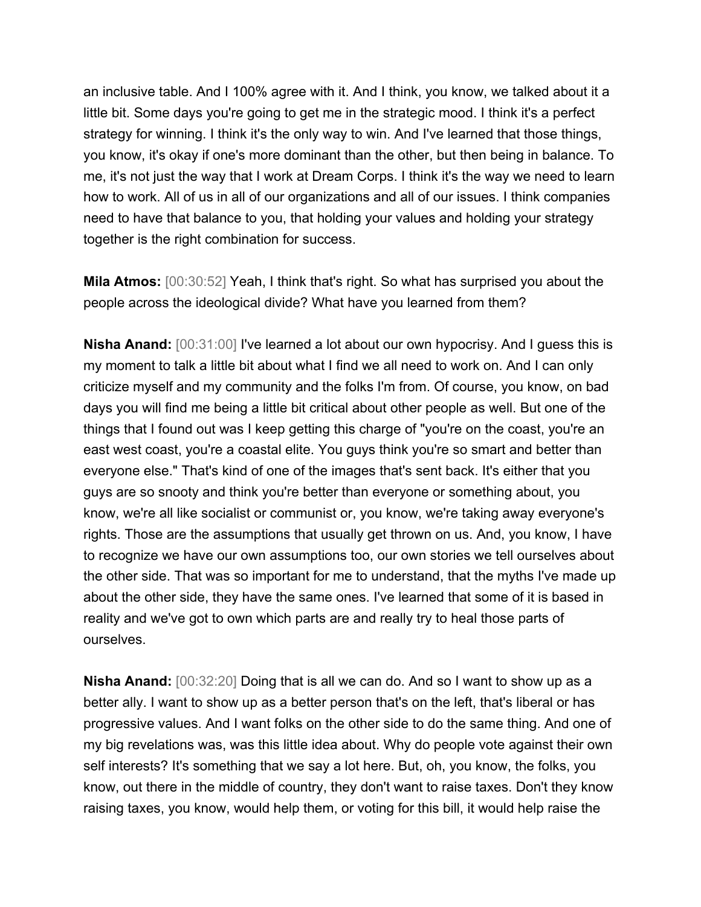an inclusive table. And I 100% agree with it. And I think, you know, we talked about it a little bit. Some days you're going to get me in the strategic mood. I think it's a perfect strategy for winning. I think it's the only way to win. And I've learned that those things, you know, it's okay if one's more dominant than the other, but then being in balance. To me, it's not just the way that I work at Dream Corps. I think it's the way we need to learn how to work. All of us in all of our organizations and all of our issues. I think companies need to have that balance to you, that holding your values and holding your strategy together is the right combination for success.

**Mila Atmos:** [00:30:52] Yeah, I think that's right. So what has surprised you about the people across the ideological divide? What have you learned from them?

**Nisha Anand:** [00:31:00] I've learned a lot about our own hypocrisy. And I guess this is my moment to talk a little bit about what I find we all need to work on. And I can only criticize myself and my community and the folks I'm from. Of course, you know, on bad days you will find me being a little bit critical about other people as well. But one of the things that I found out was I keep getting this charge of "you're on the coast, you're an east west coast, you're a coastal elite. You guys think you're so smart and better than everyone else." That's kind of one of the images that's sent back. It's either that you guys are so snooty and think you're better than everyone or something about, you know, we're all like socialist or communist or, you know, we're taking away everyone's rights. Those are the assumptions that usually get thrown on us. And, you know, I have to recognize we have our own assumptions too, our own stories we tell ourselves about the other side. That was so important for me to understand, that the myths I've made up about the other side, they have the same ones. I've learned that some of it is based in reality and we've got to own which parts are and really try to heal those parts of ourselves.

**Nisha Anand:** [00:32:20] Doing that is all we can do. And so I want to show up as a better ally. I want to show up as a better person that's on the left, that's liberal or has progressive values. And I want folks on the other side to do the same thing. And one of my big revelations was, was this little idea about. Why do people vote against their own self interests? It's something that we say a lot here. But, oh, you know, the folks, you know, out there in the middle of country, they don't want to raise taxes. Don't they know raising taxes, you know, would help them, or voting for this bill, it would help raise the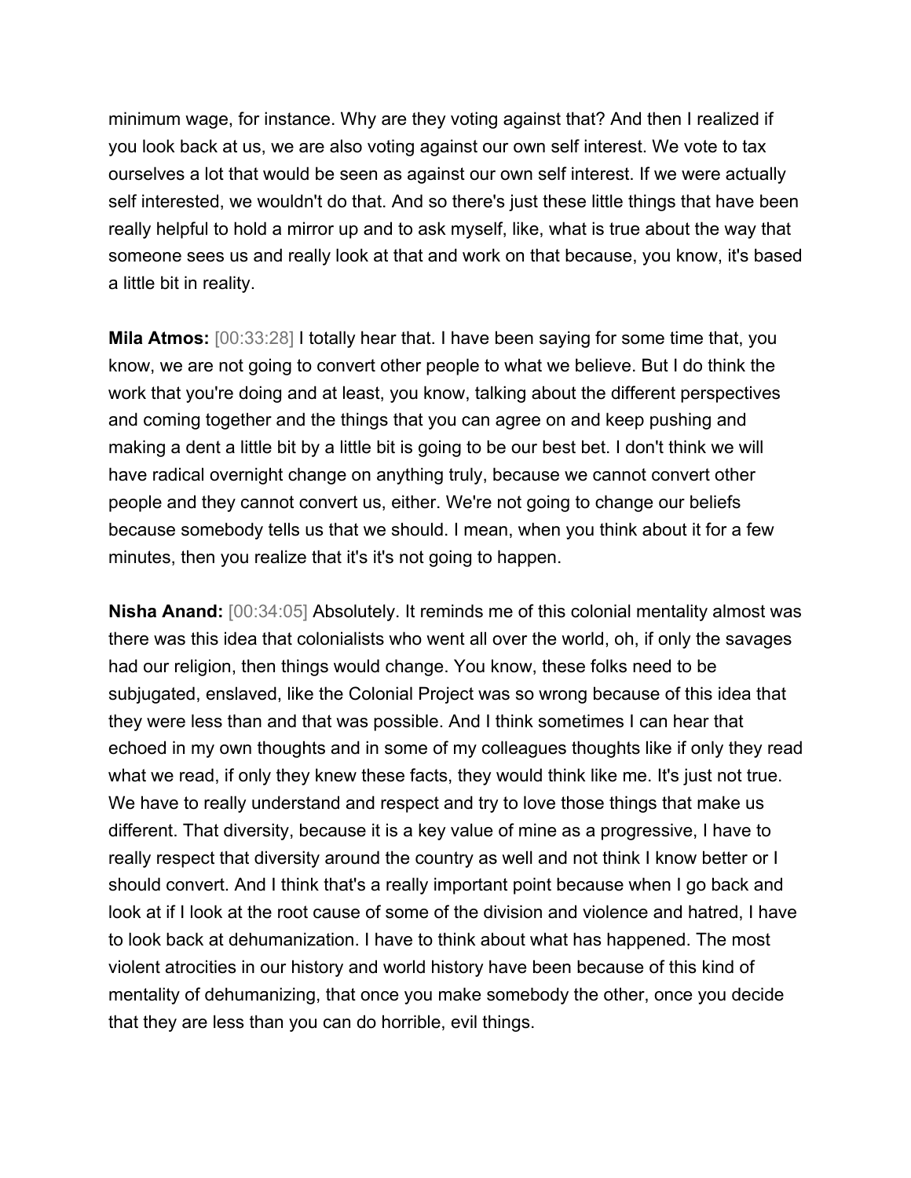minimum wage, for instance. Why are they voting against that? And then I realized if you look back at us, we are also voting against our own self interest. We vote to tax ourselves a lot that would be seen as against our own self interest. If we were actually self interested, we wouldn't do that. And so there's just these little things that have been really helpful to hold a mirror up and to ask myself, like, what is true about the way that someone sees us and really look at that and work on that because, you know, it's based a little bit in reality.

**Mila Atmos:** [00:33:28] I totally hear that. I have been saying for some time that, you know, we are not going to convert other people to what we believe. But I do think the work that you're doing and at least, you know, talking about the different perspectives and coming together and the things that you can agree on and keep pushing and making a dent a little bit by a little bit is going to be our best bet. I don't think we will have radical overnight change on anything truly, because we cannot convert other people and they cannot convert us, either. We're not going to change our beliefs because somebody tells us that we should. I mean, when you think about it for a few minutes, then you realize that it's it's not going to happen.

**Nisha Anand:** [00:34:05] Absolutely. It reminds me of this colonial mentality almost was there was this idea that colonialists who went all over the world, oh, if only the savages had our religion, then things would change. You know, these folks need to be subjugated, enslaved, like the Colonial Project was so wrong because of this idea that they were less than and that was possible. And I think sometimes I can hear that echoed in my own thoughts and in some of my colleagues thoughts like if only they read what we read, if only they knew these facts, they would think like me. It's just not true. We have to really understand and respect and try to love those things that make us different. That diversity, because it is a key value of mine as a progressive, I have to really respect that diversity around the country as well and not think I know better or I should convert. And I think that's a really important point because when I go back and look at if I look at the root cause of some of the division and violence and hatred, I have to look back at dehumanization. I have to think about what has happened. The most violent atrocities in our history and world history have been because of this kind of mentality of dehumanizing, that once you make somebody the other, once you decide that they are less than you can do horrible, evil things.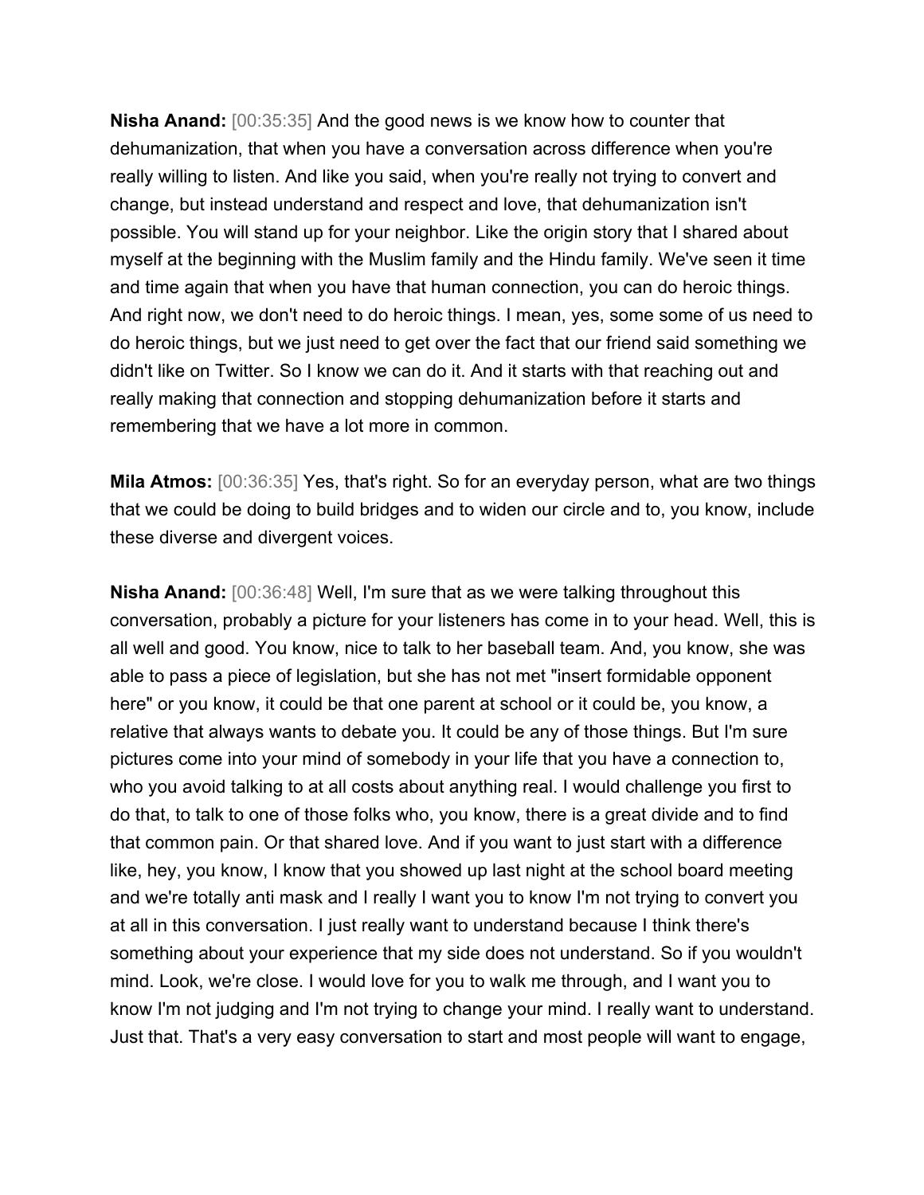**Nisha Anand:** [00:35:35] And the good news is we know how to counter that dehumanization, that when you have a conversation across difference when you're really willing to listen. And like you said, when you're really not trying to convert and change, but instead understand and respect and love, that dehumanization isn't possible. You will stand up for your neighbor. Like the origin story that I shared about myself at the beginning with the Muslim family and the Hindu family. We've seen it time and time again that when you have that human connection, you can do heroic things. And right now, we don't need to do heroic things. I mean, yes, some some of us need to do heroic things, but we just need to get over the fact that our friend said something we didn't like on Twitter. So I know we can do it. And it starts with that reaching out and really making that connection and stopping dehumanization before it starts and remembering that we have a lot more in common.

**Mila Atmos:** [00:36:35] Yes, that's right. So for an everyday person, what are two things that we could be doing to build bridges and to widen our circle and to, you know, include these diverse and divergent voices.

**Nisha Anand:** [00:36:48] Well, I'm sure that as we were talking throughout this conversation, probably a picture for your listeners has come in to your head. Well, this is all well and good. You know, nice to talk to her baseball team. And, you know, she was able to pass a piece of legislation, but she has not met "insert formidable opponent here" or you know, it could be that one parent at school or it could be, you know, a relative that always wants to debate you. It could be any of those things. But I'm sure pictures come into your mind of somebody in your life that you have a connection to, who you avoid talking to at all costs about anything real. I would challenge you first to do that, to talk to one of those folks who, you know, there is a great divide and to find that common pain. Or that shared love. And if you want to just start with a difference like, hey, you know, I know that you showed up last night at the school board meeting and we're totally anti mask and I really I want you to know I'm not trying to convert you at all in this conversation. I just really want to understand because I think there's something about your experience that my side does not understand. So if you wouldn't mind. Look, we're close. I would love for you to walk me through, and I want you to know I'm not judging and I'm not trying to change your mind. I really want to understand. Just that. That's a very easy conversation to start and most people will want to engage,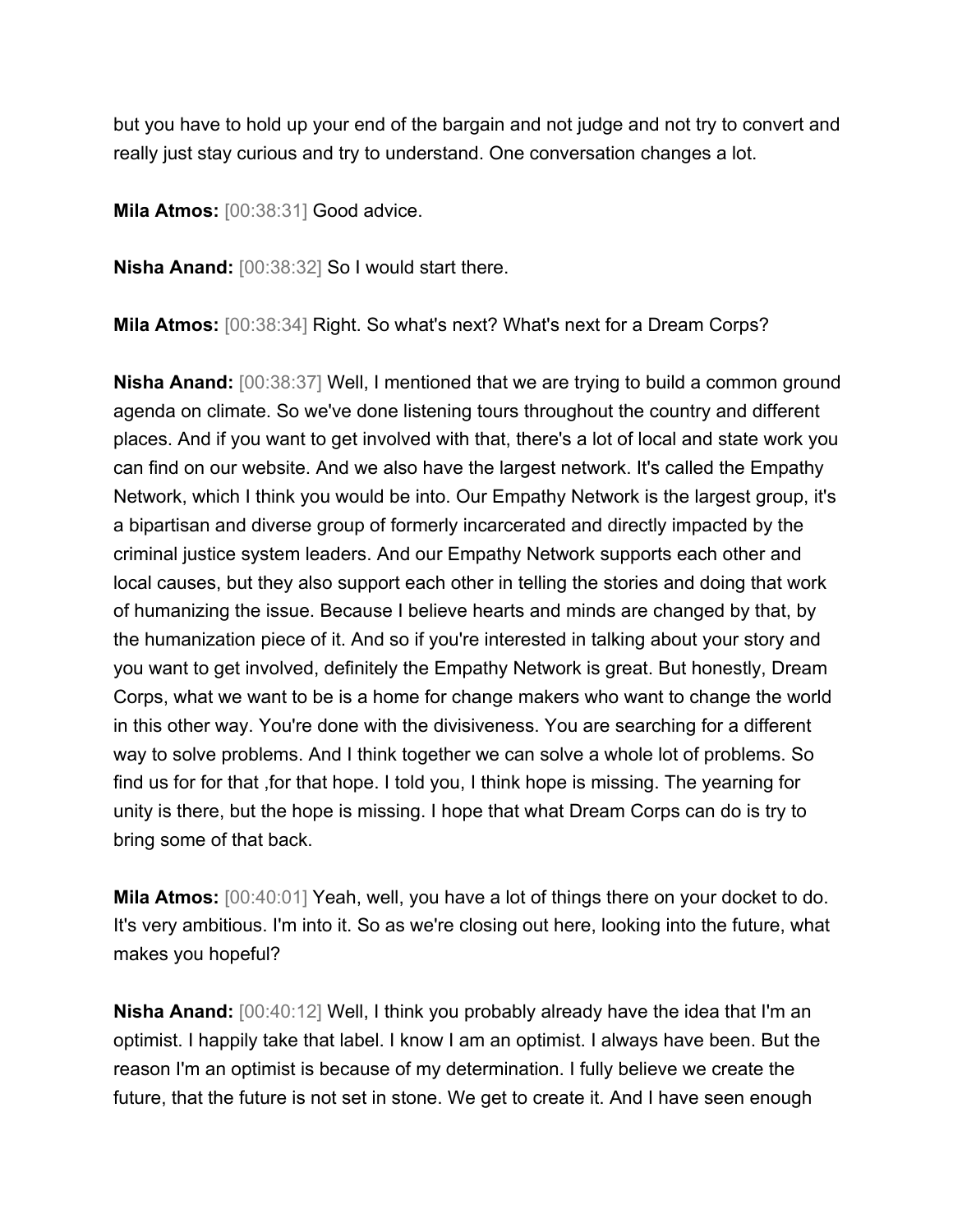but you have to hold up your end of the bargain and not judge and not try to convert and really just stay curious and try to understand. One conversation changes a lot.

**Mila Atmos:** [00:38:31] Good advice.

**Nisha Anand:** [00:38:32] So I would start there.

**Mila Atmos:** [00:38:34] Right. So what's next? What's next for a Dream Corps?

**Nisha Anand:** [00:38:37] Well, I mentioned that we are trying to build a common ground agenda on climate. So we've done listening tours throughout the country and different places. And if you want to get involved with that, there's a lot of local and state work you can find on our website. And we also have the largest network. It's called the Empathy Network, which I think you would be into. Our Empathy Network is the largest group, it's a bipartisan and diverse group of formerly incarcerated and directly impacted by the criminal justice system leaders. And our Empathy Network supports each other and local causes, but they also support each other in telling the stories and doing that work of humanizing the issue. Because I believe hearts and minds are changed by that, by the humanization piece of it. And so if you're interested in talking about your story and you want to get involved, definitely the Empathy Network is great. But honestly, Dream Corps, what we want to be is a home for change makers who want to change the world in this other way. You're done with the divisiveness. You are searching for a different way to solve problems. And I think together we can solve a whole lot of problems. So find us for for that ,for that hope. I told you, I think hope is missing. The yearning for unity is there, but the hope is missing. I hope that what Dream Corps can do is try to bring some of that back.

**Mila Atmos:** [00:40:01] Yeah, well, you have a lot of things there on your docket to do. It's very ambitious. I'm into it. So as we're closing out here, looking into the future, what makes you hopeful?

**Nisha Anand:** [00:40:12] Well, I think you probably already have the idea that I'm an optimist. I happily take that label. I know I am an optimist. I always have been. But the reason I'm an optimist is because of my determination. I fully believe we create the future, that the future is not set in stone. We get to create it. And I have seen enough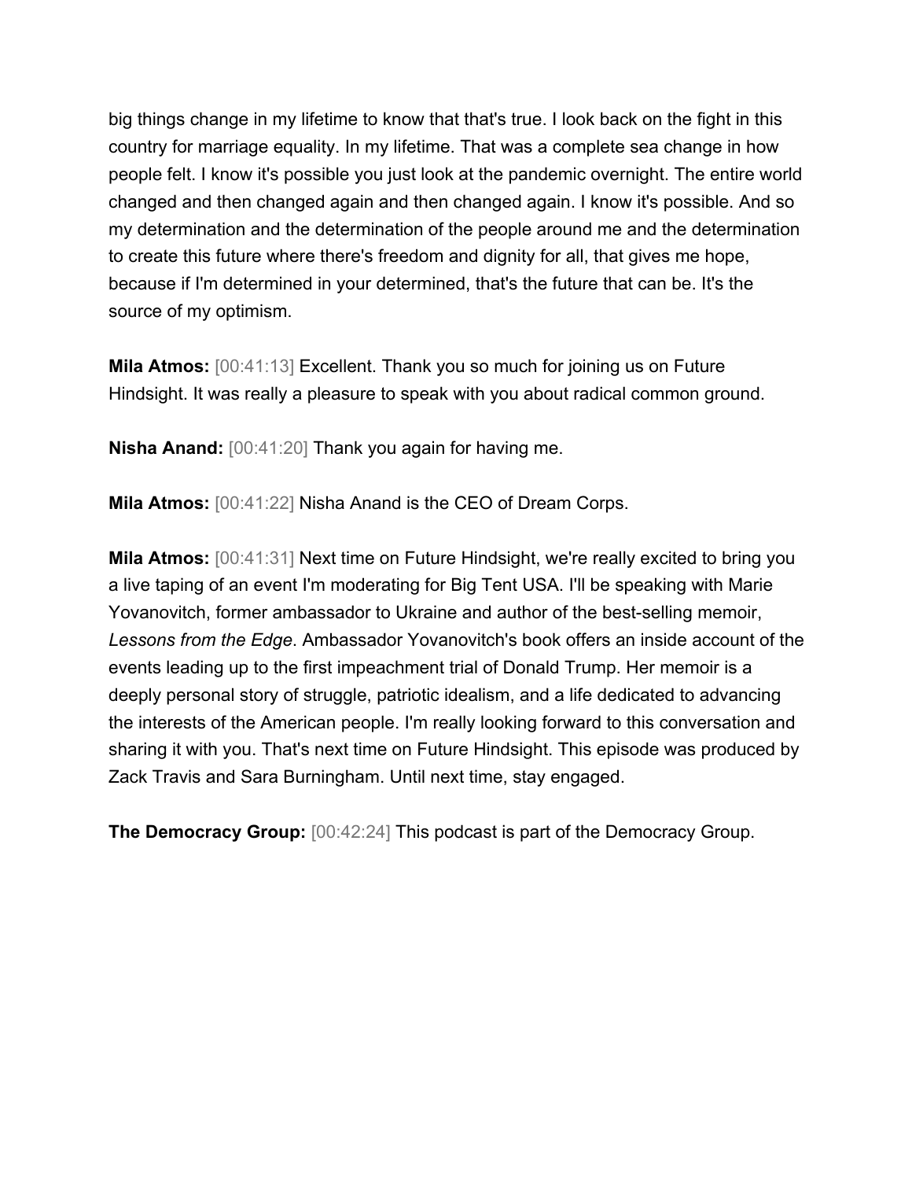big things change in my lifetime to know that that's true. I look back on the fight in this country for marriage equality. In my lifetime. That was a complete sea change in how people felt. I know it's possible you just look at the pandemic overnight. The entire world changed and then changed again and then changed again. I know it's possible. And so my determination and the determination of the people around me and the determination to create this future where there's freedom and dignity for all, that gives me hope, because if I'm determined in your determined, that's the future that can be. It's the source of my optimism.

**Mila Atmos:** [00:41:13] Excellent. Thank you so much for joining us on Future Hindsight. It was really a pleasure to speak with you about radical common ground.

**Nisha Anand:** [00:41:20] Thank you again for having me.

**Mila Atmos:** [00:41:22] Nisha Anand is the CEO of Dream Corps.

**Mila Atmos:** [00:41:31] Next time on Future Hindsight, we're really excited to bring you a live taping of an event I'm moderating for Big Tent USA. I'll be speaking with Marie Yovanovitch, former ambassador to Ukraine and author of the best-selling memoir, *Lessons from the Edge*. Ambassador Yovanovitch's book offers an inside account of the events leading up to the first impeachment trial of Donald Trump. Her memoir is a deeply personal story of struggle, patriotic idealism, and a life dedicated to advancing the interests of the American people. I'm really looking forward to this conversation and sharing it with you. That's next time on Future Hindsight. This episode was produced by Zack Travis and Sara Burningham. Until next time, stay engaged.

**The Democracy Group:** [00:42:24] This podcast is part of the Democracy Group.